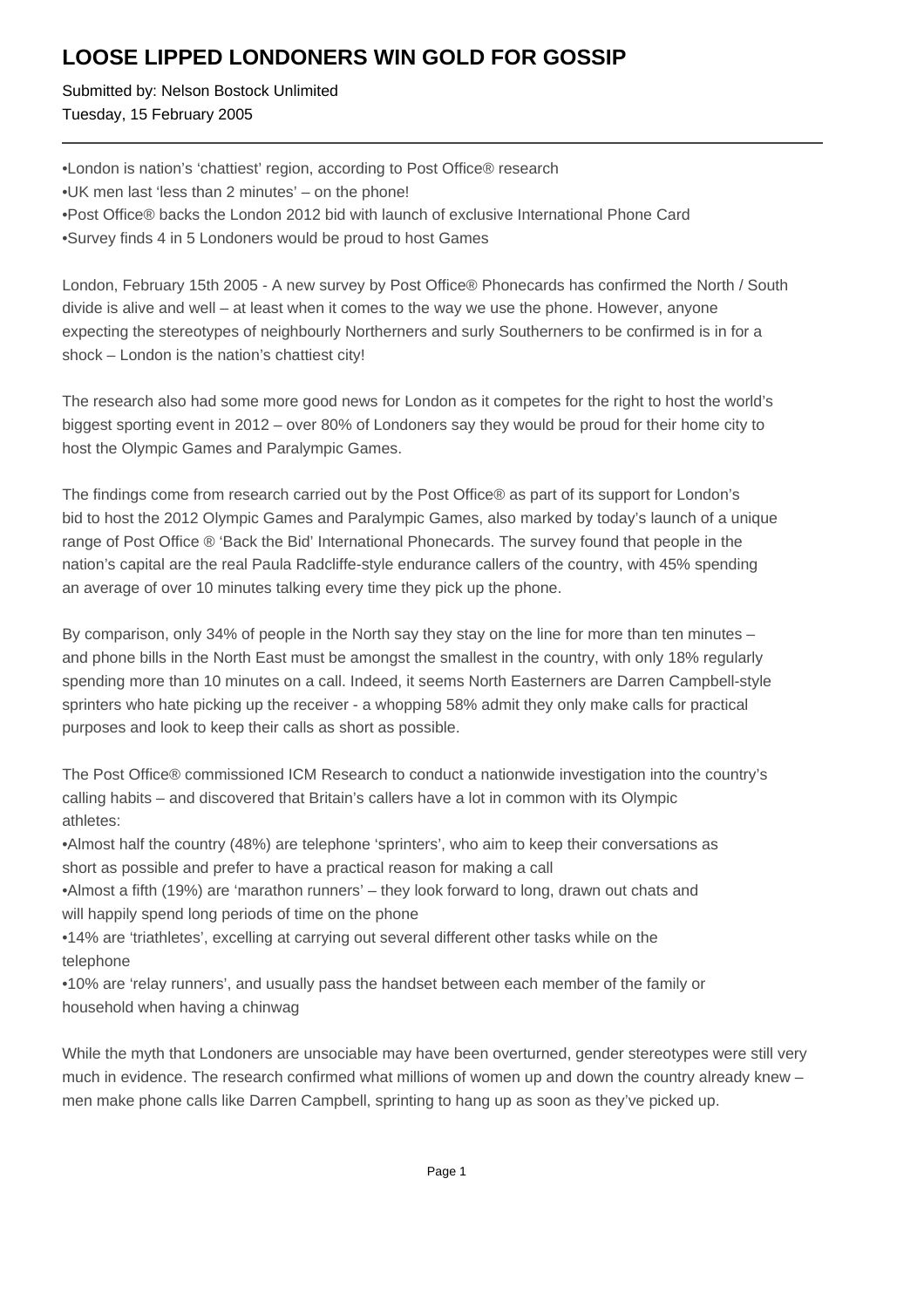# LOOSE LIPPED LONDONERS WIN GOLD FOR GOSSIP

Submitted by: Nelson Bostock Unlimited
Tuesday, 15 February 2005

---

•London is nation's 'chattiest' region, according to Post Office® research
•UK men last 'less than 2 minutes' – on the phone!
•Post Office® backs the London 2012 bid with launch of exclusive International Phone Card
•Survey finds 4 in 5 Londoners would be proud to host Games

London, February 15th 2005 - A new survey by Post Office® Phonecards has confirmed the North / South divide is alive and well – at least when it comes to the way we use the phone. However, anyone expecting the stereotypes of neighbourly Northerners and surly Southerners to be confirmed is in for a shock – London is the nation's chattiest city!

The research also had some more good news for London as it competes for the right to host the world's biggest sporting event in 2012 – over 80% of Londoners say they would be proud for their home city to host the Olympic Games and Paralympic Games.

The findings come from research carried out by the Post Office® as part of its support for London's bid to host the 2012 Olympic Games and Paralympic Games, also marked by today's launch of a unique range of Post Office ® 'Back the Bid' International Phonecards. The survey found that people in the nation's capital are the real Paula Radcliffe-style endurance callers of the country, with 45% spending an average of over 10 minutes talking every time they pick up the phone.

By comparison, only 34% of people in the North say they stay on the line for more than ten minutes – and phone bills in the North East must be amongst the smallest in the country, with only 18% regularly spending more than 10 minutes on a call. Indeed, it seems North Easterners are Darren Campbell-style sprinters who hate picking up the receiver - a whopping 58% admit they only make calls for practical purposes and look to keep their calls as short as possible.

The Post Office® commissioned ICM Research to conduct a nationwide investigation into the country's calling habits – and discovered that Britain's callers have a lot in common with its Olympic athletes:

•Almost half the country (48%) are telephone 'sprinters', who aim to keep their conversations as short as possible and prefer to have a practical reason for making a call
•Almost a fifth (19%) are 'marathon runners' – they look forward to long, drawn out chats and will happily spend long periods of time on the phone
•14% are 'triathletes', excelling at carrying out several different other tasks while on the telephone
•10% are 'relay runners', and usually pass the handset between each member of the family or household when having a chinwag

While the myth that Londoners are unsociable may have been overturned, gender stereotypes were still very much in evidence. The research confirmed what millions of women up and down the country already knew – men make phone calls like Darren Campbell, sprinting to hang up as soon as they've picked up.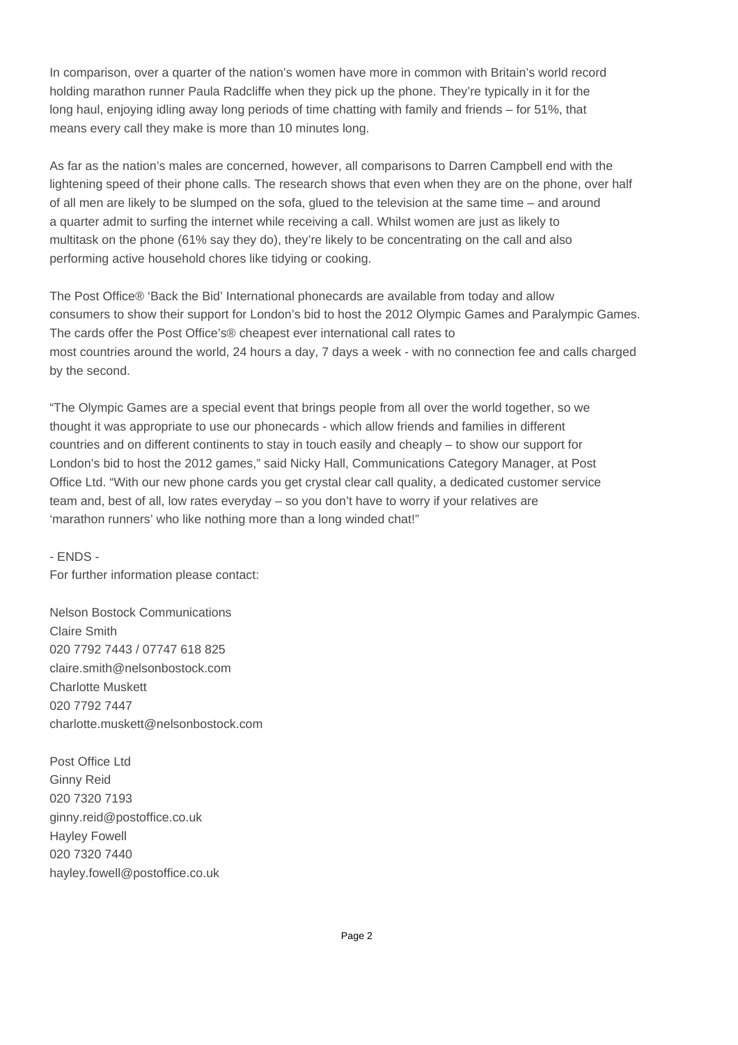In comparison, over a quarter of the nation's women have more in common with Britain's world record holding marathon runner Paula Radcliffe when they pick up the phone. They're typically in it for the long haul, enjoying idling away long periods of time chatting with family and friends – for 51%, that means every call they make is more than 10 minutes long.

As far as the nation's males are concerned, however, all comparisons to Darren Campbell end with the lightening speed of their phone calls. The research shows that even when they are on the phone, over half of all men are likely to be slumped on the sofa, glued to the television at the same time – and around a quarter admit to surfing the internet while receiving a call. Whilst women are just as likely to multitask on the phone (61% say they do), they're likely to be concentrating on the call and also performing active household chores like tidying or cooking.

The Post Office® 'Back the Bid' International phonecards are available from today and allow consumers to show their support for London's bid to host the 2012 Olympic Games and Paralympic Games. The cards offer the Post Office's® cheapest ever international call rates to most countries around the world, 24 hours a day, 7 days a week - with no connection fee and calls charged by the second.

"The Olympic Games are a special event that brings people from all over the world together, so we thought it was appropriate to use our phonecards - which allow friends and families in different countries and on different continents to stay in touch easily and cheaply – to show our support for London's bid to host the 2012 games," said Nicky Hall, Communications Category Manager, at Post Office Ltd. "With our new phone cards you get crystal clear call quality, a dedicated customer service team and, best of all, low rates everyday – so you don't have to worry if your relatives are 'marathon runners' who like nothing more than a long winded chat!"

- ENDS -

For further information please contact:

Nelson Bostock Communications
Claire Smith
020 7792 7443 / 07747 618 825
claire.smith@nelsonbostock.com
Charlotte Muskett
020 7792 7447
charlotte.muskett@nelsonbostock.com

Post Office Ltd
Ginny Reid
020 7320 7193
ginny.reid@postoffice.co.uk
Hayley Fowell
020 7320 7440
hayley.fowell@postoffice.co.uk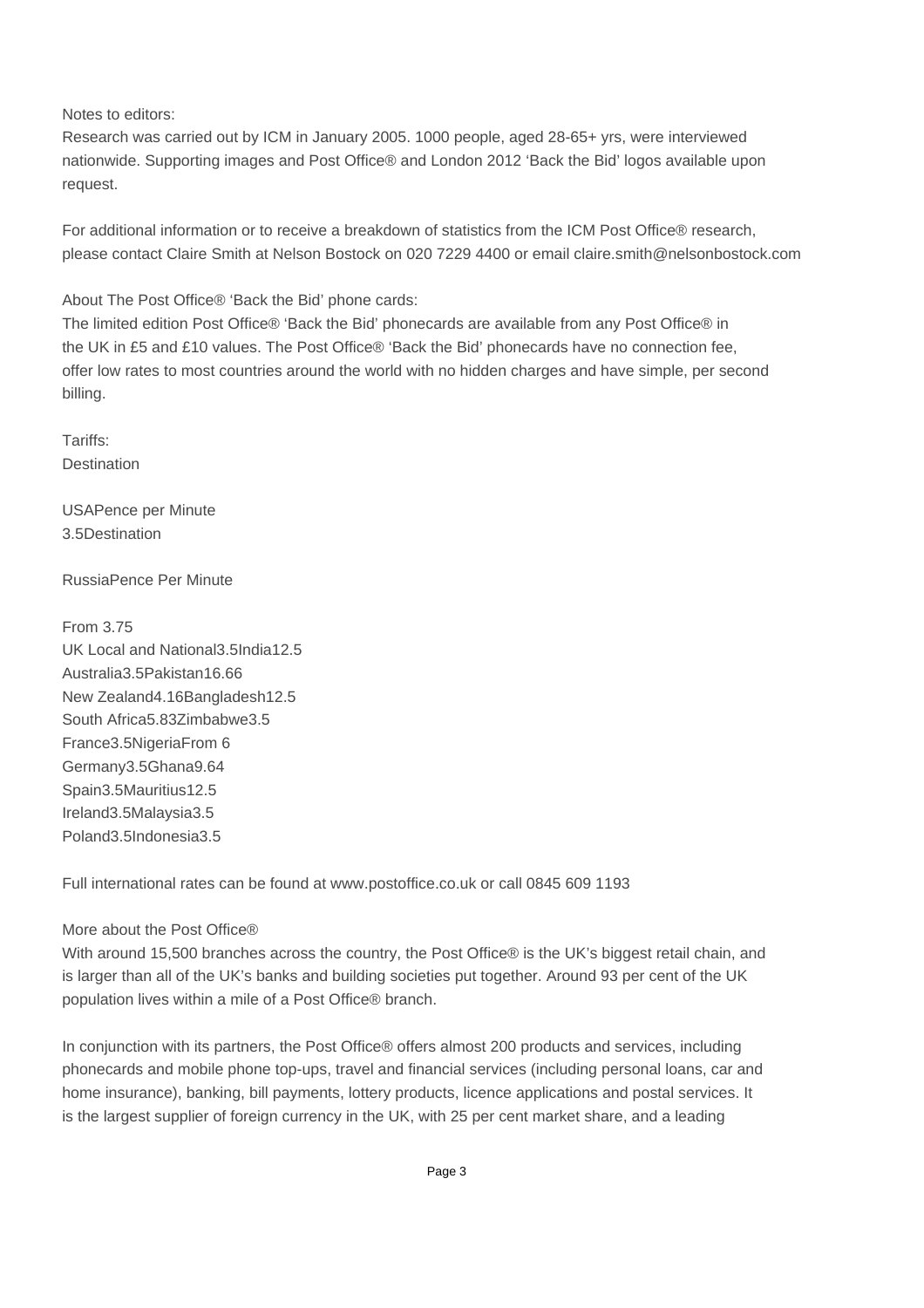Notes to editors:
Research was carried out by ICM in January 2005. 1000 people, aged 28-65+ yrs, were interviewed nationwide. Supporting images and Post Office® and London 2012 'Back the Bid' logos available upon request.

For additional information or to receive a breakdown of statistics from the ICM Post Office® research, please contact Claire Smith at Nelson Bostock on 020 7229 4400 or email claire.smith@nelsonbostock.com

About The Post Office® 'Back the Bid' phone cards:
The limited edition Post Office® 'Back the Bid' phonecards are available from any Post Office® in the UK in £5 and £10 values. The Post Office® 'Back the Bid' phonecards have no connection fee, offer low rates to most countries around the world with no hidden charges and have simple, per second billing.

Tariffs:

| Destination | Pence per Minute | Destination | Pence Per Minute |
|---|---|---|---|
| USA | 3.5 | Russia | From 3.75 |
| UK Local and National | 3.5 | India | 12.5 |
| Australia | 3.5 | Pakistan | 16.66 |
| New Zealand | 4.16 | Bangladesh | 12.5 |
| South Africa | 5.83 | Zimbabwe | 3.5 |
| France | 3.5 | Nigeria | From 6 |
| Germany | 3.5 | Ghana | 9.64 |
| Spain | 3.5 | Mauritius | 12.5 |
| Ireland | 3.5 | Malaysia | 3.5 |
| Poland | 3.5 | Indonesia | 3.5 |

Full international rates can be found at www.postoffice.co.uk or call 0845 609 1193

More about the Post Office®
With around 15,500 branches across the country, the Post Office® is the UK's biggest retail chain, and is larger than all of the UK's banks and building societies put together. Around 93 per cent of the UK population lives within a mile of a Post Office® branch.

In conjunction with its partners, the Post Office® offers almost 200 products and services, including phonecards and mobile phone top-ups, travel and financial services (including personal loans, car and home insurance), banking, bill payments, lottery products, licence applications and postal services. It is the largest supplier of foreign currency in the UK, with 25 per cent market share, and a leading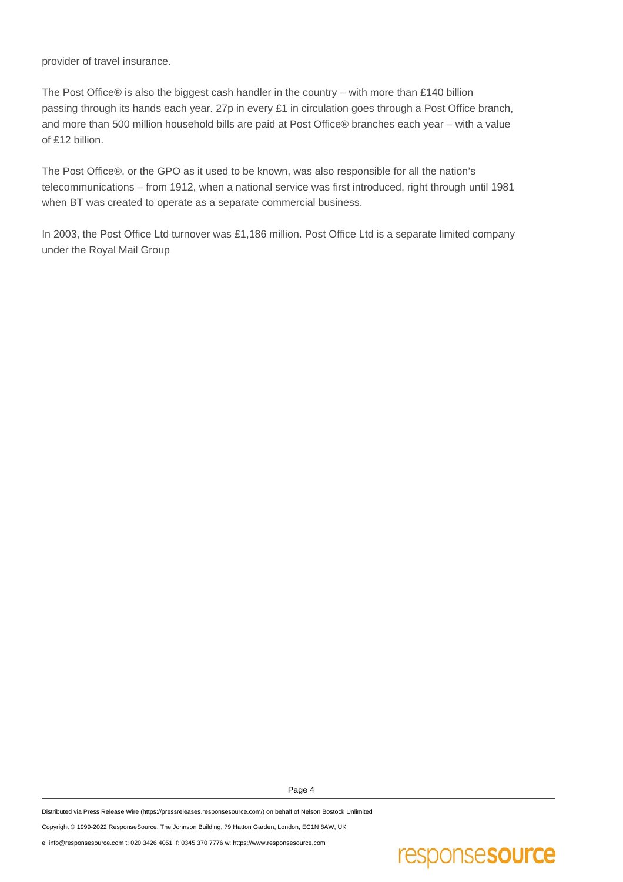provider of travel insurance.

The Post Office® is also the biggest cash handler in the country – with more than £140 billion passing through its hands each year. 27p in every £1 in circulation goes through a Post Office branch, and more than 500 million household bills are paid at Post Office® branches each year – with a value of £12 billion.

The Post Office®, or the GPO as it used to be known, was also responsible for all the nation's telecommunications – from 1912, when a national service was first introduced, right through until 1981 when BT was created to operate as a separate commercial business.

In 2003, the Post Office Ltd turnover was £1,186 million. Post Office Ltd is a separate limited company under the Royal Mail Group